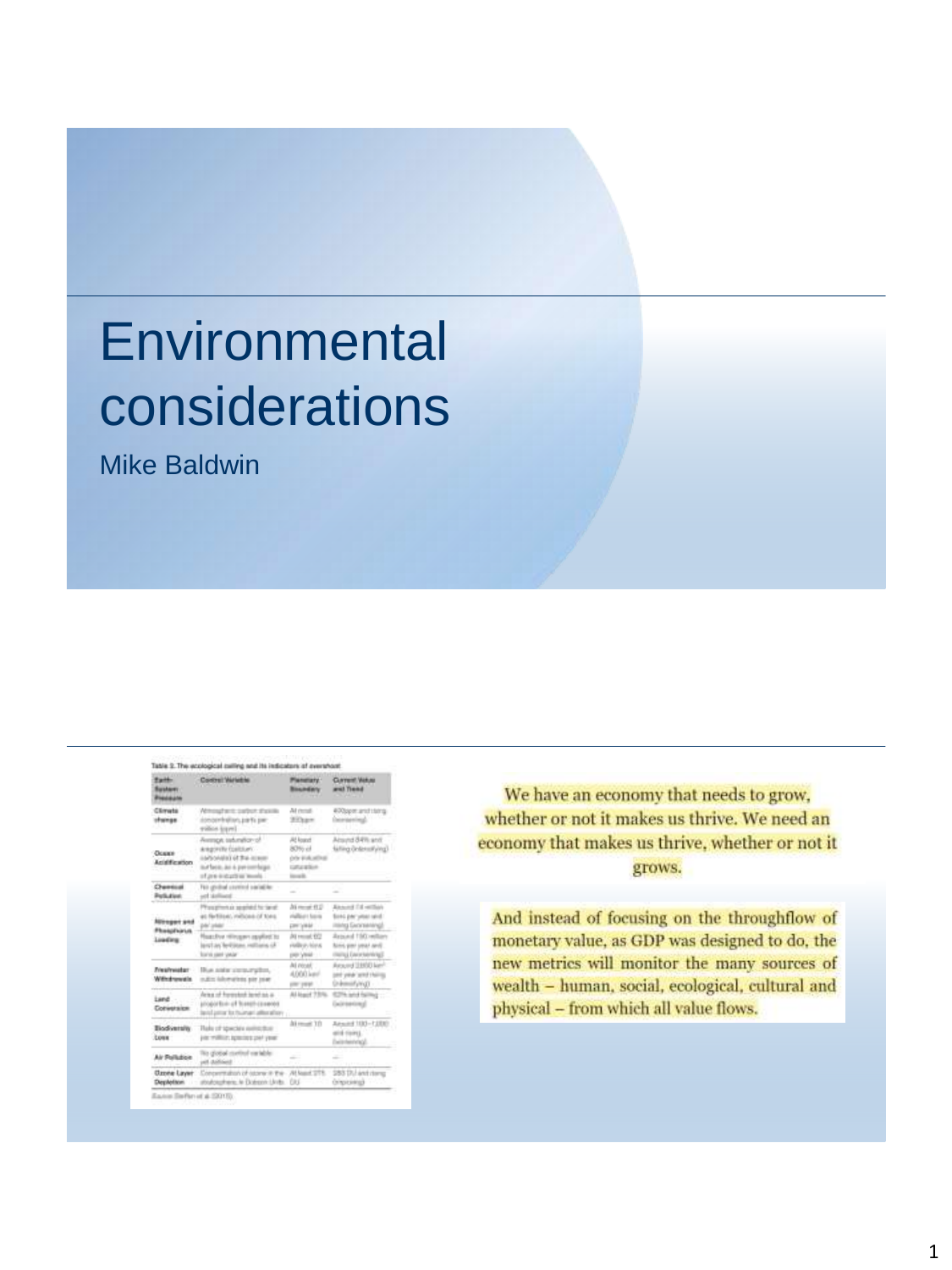# Environmental considerations

Mike Baldwin

---

Table 2. The ecological ceiling and its indicators of overshoot

| Earth-System Pressure | Control Variable | Planetary Boundary | Current Value and Trend |
|---|---|---|---|
| Climate change | Atmospheric carbon dioxide concentration, parts per million (ppm) | At most 350ppm | 400ppm and rising (worsening) |
| Ocean Acidification | Average saturation of aragonite (calcium carbonate) at the ocean surface, as a percentage of pre-industrial levels | At least 80% of pre-industrial saturation levels | Around 84% and falling (intensifying) |
| Chemical Pollution | No global control variable yet defined | — | — |
| Nitrogen and Phosphorus Loading | Phosphorus applied to land as fertiliser, millions of tons per year | At most 6.2 million tons per year | Around 14 million tons per year and rising (worsening) |
| | Reactive nitrogen applied to land as fertiliser, millions of tons per year | At most 62 million tons per year | Around 150 million tons per year and rising (worsening) |
| Freshwater Withdrawals | Blue water consumption, cubic kilometres per year | At most 4,000 km³ per year | Around 2,600 km³ per year and rising (intensifying) |
| Land Conversion | Area of forested land as a proportion of forest-covered land prior to human alteration | At least 75% | 62% and falling (worsening) |
| Biodiversity Loss | Rate of species extinction per million species per year | At most 10 | Around 100–1,000 and rising (worsening) |
| Air Pollution | No global control variable yet defined | — | — |
| Ozone Layer Depletion | Concentration of ozone in the stratosphere, in Dobson Units | At least 275 DU | 283 DU and rising (improving) |

Source: Steffen et al. (2015)

We have an economy that needs to grow, whether or not it makes us thrive. We need an economy that makes us thrive, whether or not it grows.

And instead of focusing on the throughflow of monetary value, as GDP was designed to do, the new metrics will monitor the many sources of wealth – human, social, ecological, cultural and physical – from which all value flows.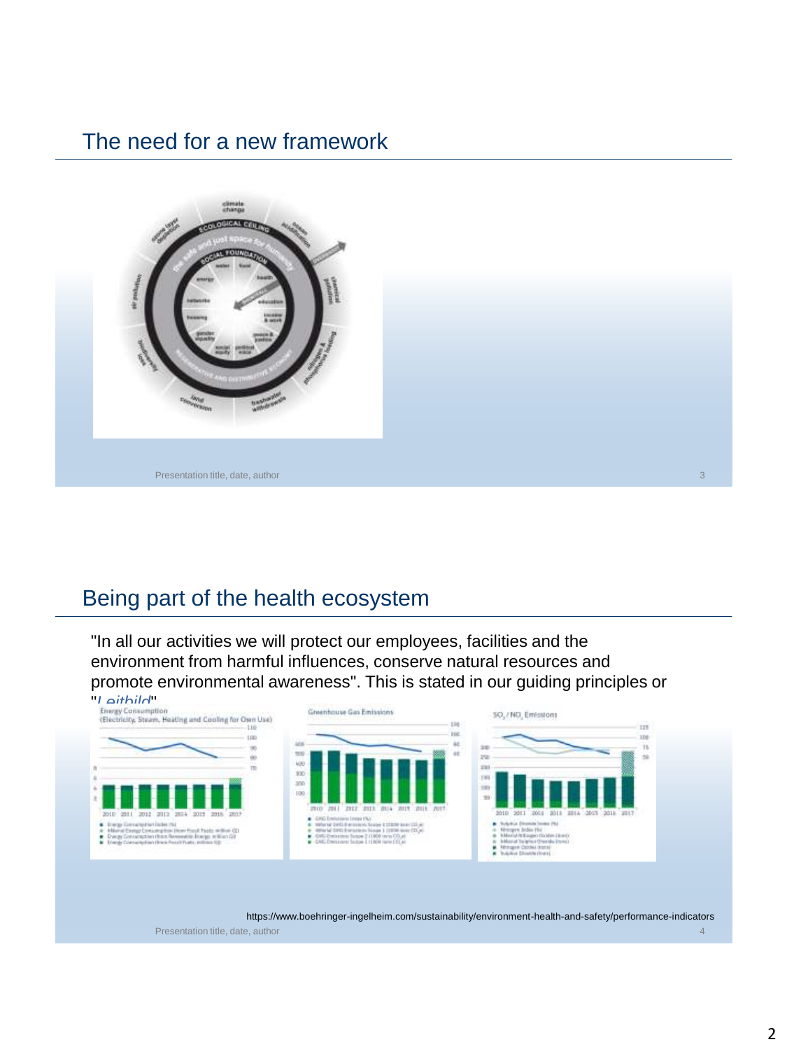## The need for a new framework

## Being part of the health ecosystem

"In all our activities we will protect our employees, facilities and the environment from harmful influences, conserve natural resources and promote environmental awareness". This is stated in our guiding principles or "*Leitbild*"

https://www.boehringer-ingelheim.com/sustainability/environment-health-and-safety/performance-indicators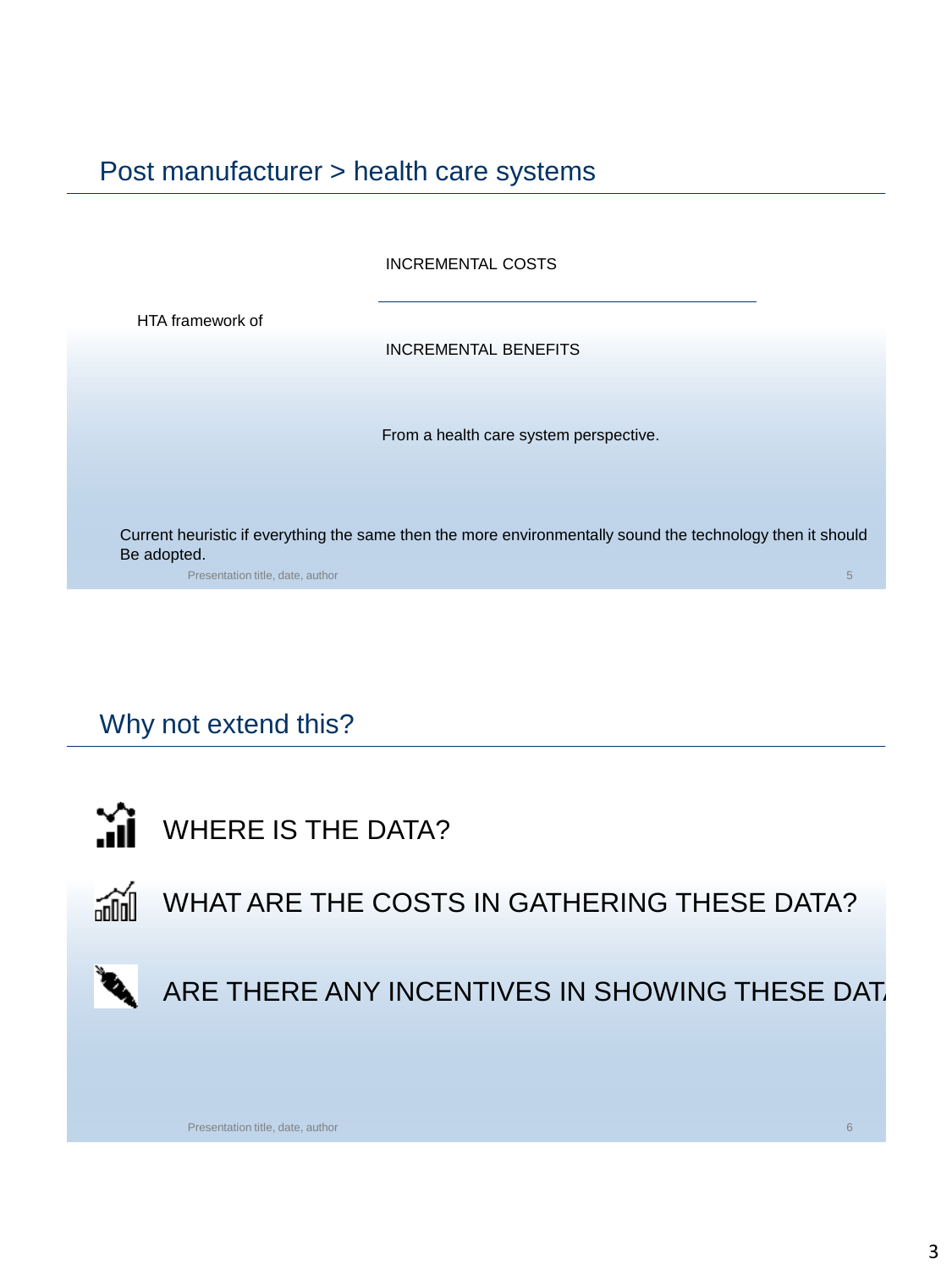## Post manufacturer > health care systems

HTA framework of

$$\frac{\text{INCREMENTAL COSTS}}{\text{INCREMENTAL BENEFITS}}$$

From a health care system perspective.

Current heuristic if everything the same then the more environmentally sound the technology then it should Be adopted.

## Why not extend this?

- WHERE IS THE DATA?
- WHAT ARE THE COSTS IN GATHERING THESE DATA?
- ARE THERE ANY INCENTIVES IN SHOWING THESE DAT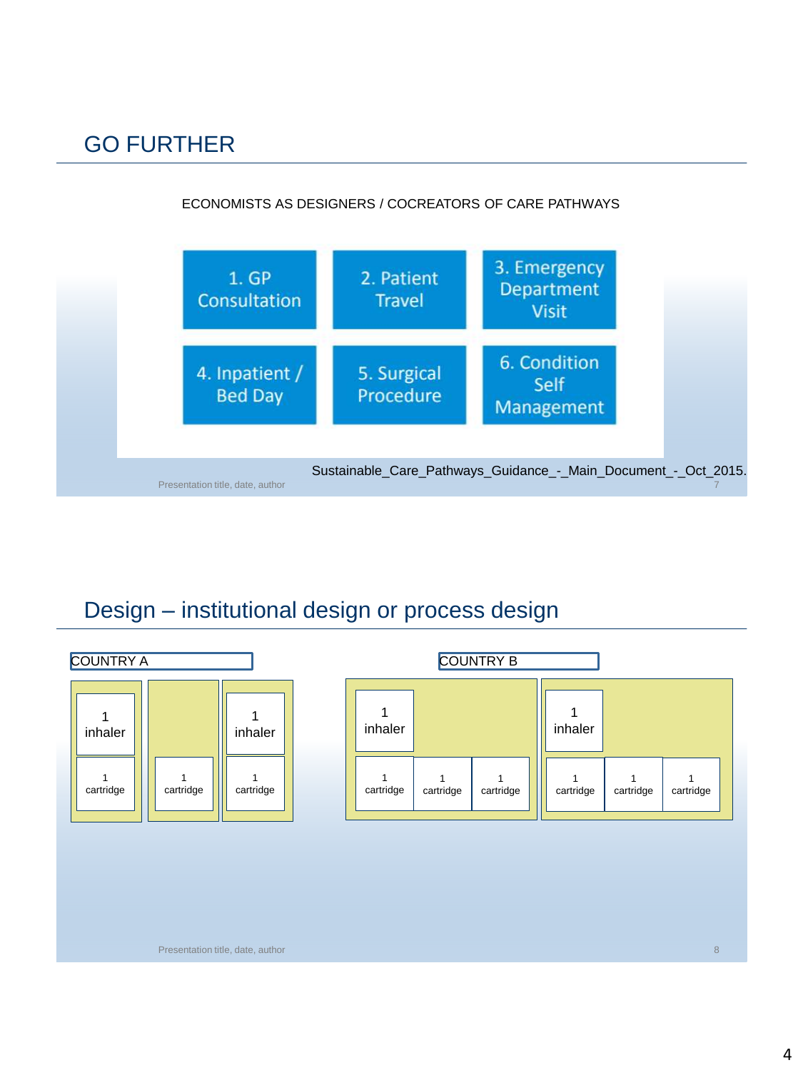## GO FURTHER

ECONOMISTS AS DESIGNERS / COCREATORS OF CARE PATHWAYS

| | | |
|---|---|---|
| 1. GP Consultation | 2. Patient Travel | 3. Emergency Department Visit |
| 4. Inpatient / Bed Day | 5. Surgical Procedure | 6. Condition Self Management |

Sustainable_Care_Pathways_Guidance_-_Main_Document_-_Oct_2015.

## Design – institutional design or process design

COUNTRY A

| | | |
|---|---|---|
| 1 inhaler | | 1 inhaler |
| 1 cartridge | 1 cartridge | 1 cartridge |

COUNTRY B

| | | | | | |
|---|---|---|---|---|---|
| 1 inhaler | | | 1 inhaler | | |
| 1 cartridge | 1 cartridge | 1 cartridge | 1 cartridge | 1 cartridge | 1 cartridge |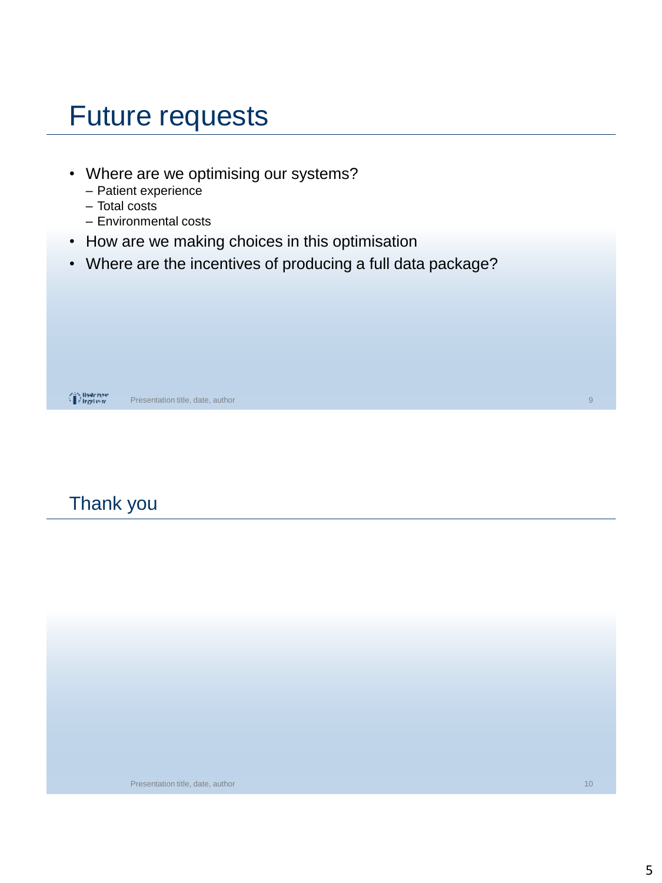# Future requests

- Where are we optimising our systems?
  - Patient experience
  - Total costs
  - Environmental costs
- How are we making choices in this optimisation
- Where are the incentives of producing a full data package?

# Thank you